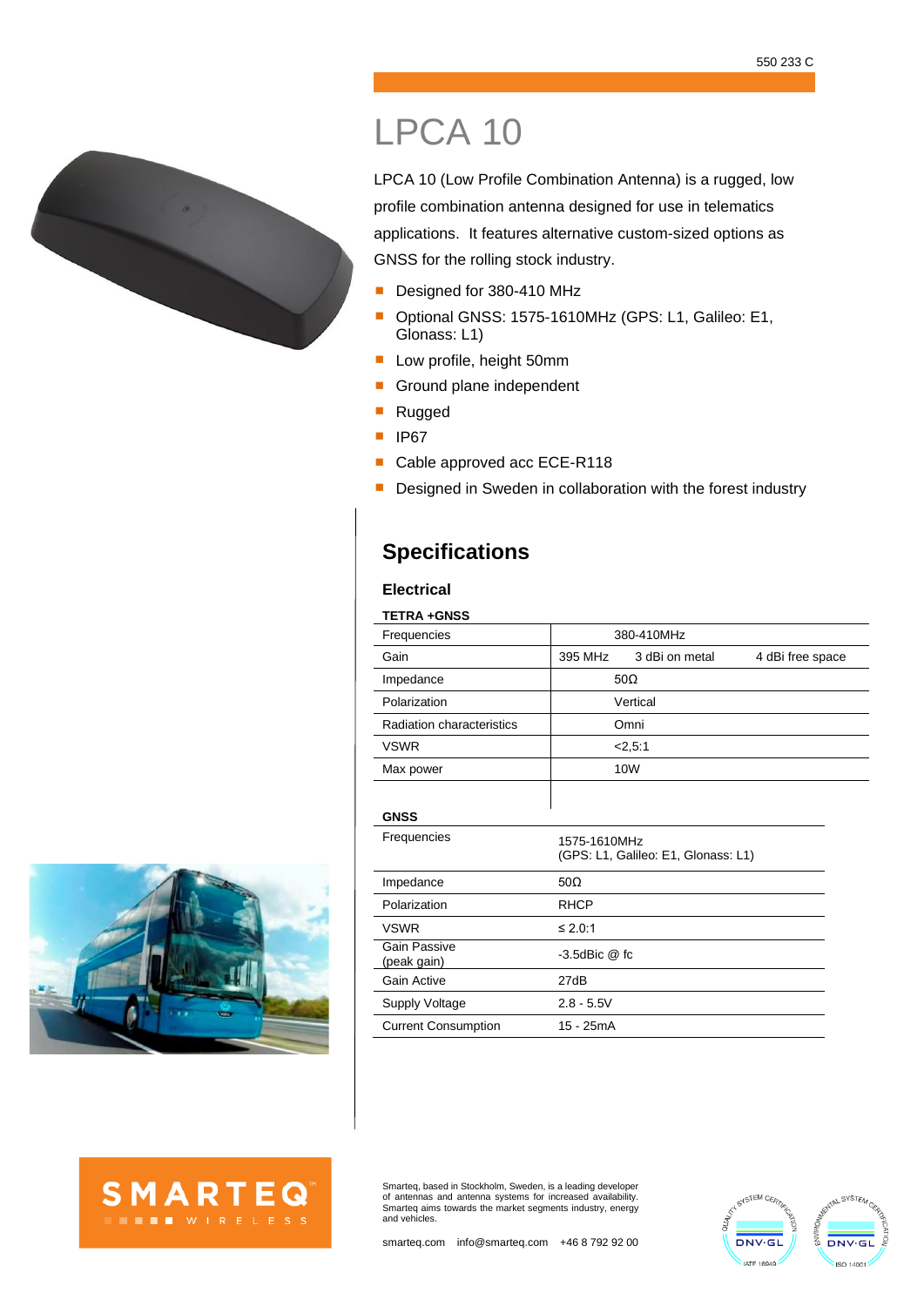550 233 C

# LPCA 10

LPCA 10 (Low Profile Combination Antenna) is a rugged, low profile combination antenna designed for use in telematics applications. It features alternative custom-sized options as GNSS for the rolling stock industry.

- Designed for 380-410 MHz
- Optional GNSS: 1575-1610MHz (GPS: L1, Galileo: E1, Glonass: L1)
- Low profile, height 50mm
- Ground plane independent
- Rugged
- IP67
- Cable approved acc ECE-R118
- Designed in Sweden in collaboration with the forest industry

## Specifications

### Electrical

**TETRA +GNSS**

| | | | |
|---|---|---|---|
| Frequencies | 380-410MHz | | |
| Gain | 395 MHz | 3 dBi on metal | 4 dBi free space |
| Impedance | 50Ω | | |
| Polarization | Vertical | | |
| Radiation characteristics | Omni | | |
| VSWR | <2,5:1 | | |
| Max power | 10W | | |

**GNSS**

| | |
|---|---|
| Frequencies | 1575-1610MHz (GPS: L1, Galileo: E1, Glonass: L1) |
| Impedance | 50Ω |
| Polarization | RHCP |
| VSWR | ≤ 2.0:1 |
| Gain Passive (peak gain) | -3.5dBic @ fc |
| Gain Active | 27dB |
| Supply Voltage | 2.8 - 5.5V |
| Current Consumption | 15 - 25mA |

SMARTEQ WIRELESS

Smarteq, based in Stockholm, Sweden, is a leading developer of antennas and antenna systems for increased availability. Smarteq aims towards the market segments industry, energy and vehicles.

smarteq.com info@smarteq.com +46 8 792 92 00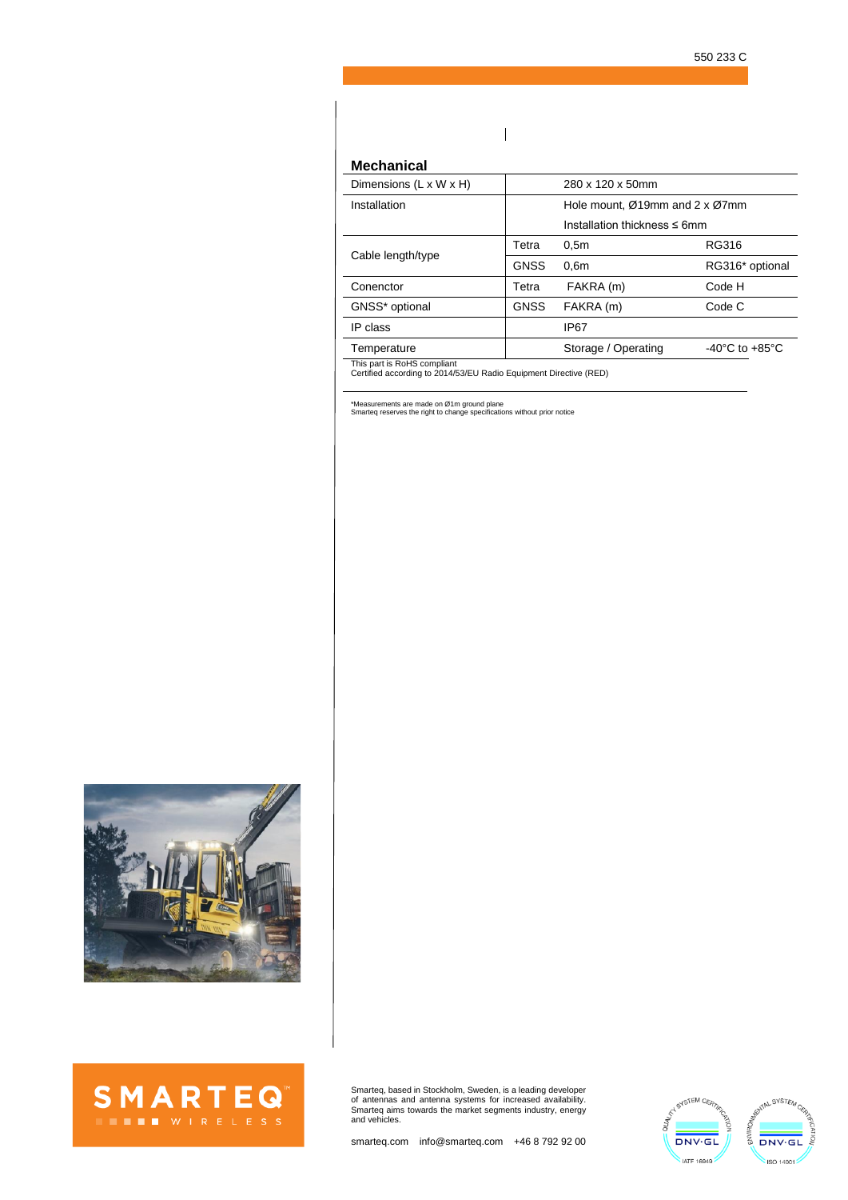## Mechanical

| | | | |
|---|---|---|---|
| Dimensions (L x W x H) | | 280 x 120 x 50mm | |
| Installation | | Hole mount, Ø19mm and 2 x Ø7mm | |
| | | Installation thickness ≤ 6mm | |
| Cable length/type | Tetra | 0,5m | RG316 |
| | GNSS | 0,6m | RG316* optional |
| Conenctor | Tetra | FAKRA (m) | Code H |
| GNSS* optional | GNSS | FAKRA (m) | Code C |
| IP class | | IP67 | |
| Temperature | | Storage / Operating | -40°C to +85°C |

This part is RoHS compliant
Certified according to 2014/53/EU Radio Equipment Directive (RED)

*Measurements are made on Ø1m ground plane
Smarteq reserves the right to change specifications without prior notice

SMARTEQ™ WIRELESS

Smarteq, based in Stockholm, Sweden, is a leading developer of antennas and antenna systems for increased availability. Smarteq aims towards the market segments industry, energy and vehicles.

smarteq.com info@smarteq.com +46 8 792 92 00

QUALITY SYSTEM CERTIFICATION DNV·GL IATF 16949

ENVIRONMENTAL SYSTEM CERTIFICATION DNV·GL ISO 14001